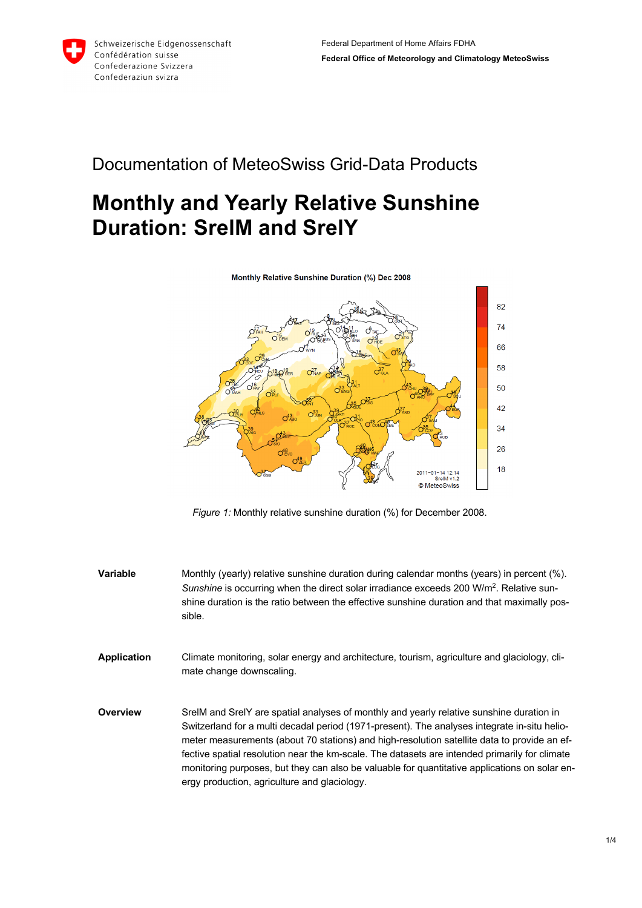Schweizerische Eidgenossenschaft
Confédération suisse
Confederazione Svizzera
Confederaziun svizra

Federal Department of Home Affairs FDHA
**Federal Office of Meteorology and Climatology MeteoSwiss**

# Documentation of MeteoSwiss Grid-Data Products

# Monthly and Yearly Relative Sunshine Duration: SrelM and SrelY

*Figure 1:* Monthly relative sunshine duration (%) for December 2008.

**Variable** Monthly (yearly) relative sunshine duration during calendar months (years) in percent (%). *Sunshine* is occurring when the direct solar irradiance exceeds 200 W/m$^2$. Relative sunshine duration is the ratio between the effective sunshine duration and that maximally possible.

**Application** Climate monitoring, solar energy and architecture, tourism, agriculture and glaciology, climate change downscaling.

**Overview** SrelM and SrelY are spatial analyses of monthly and yearly relative sunshine duration in Switzerland for a multi decadal period (1971-present). The analyses integrate in-situ heliometer measurements (about 70 stations) and high-resolution satellite data to provide an effective spatial resolution near the km-scale. The datasets are intended primarily for climate monitoring purposes, but they can also be valuable for quantitative applications on solar energy production, agriculture and glaciology.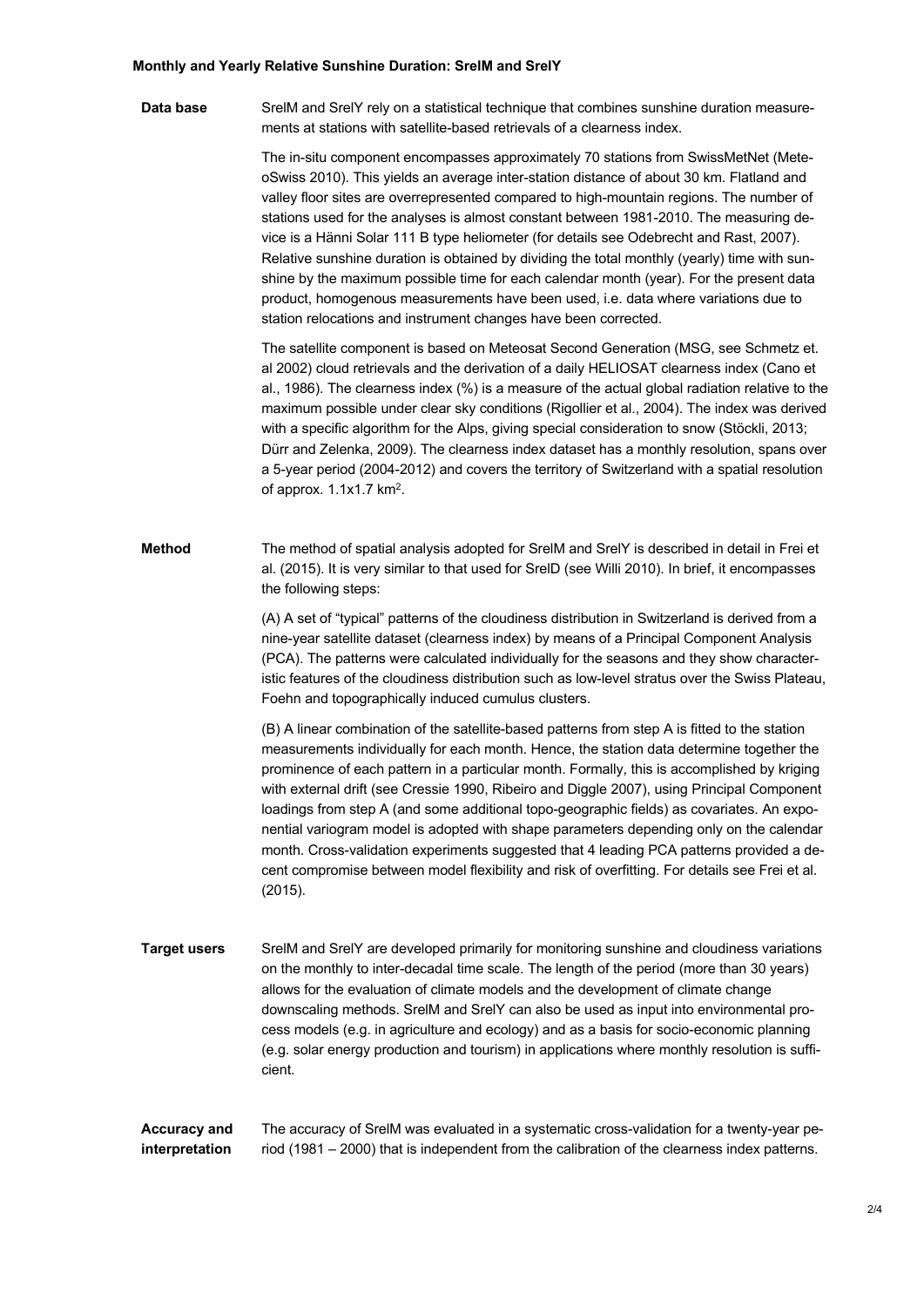## Monthly and Yearly Relative Sunshine Duration: SrelM and SrelY

**Data base**

SrelM and SrelY rely on a statistical technique that combines sunshine duration measurements at stations with satellite-based retrievals of a clearness index.

The in-situ component encompasses approximately 70 stations from SwissMetNet (MeteoSwiss 2010). This yields an average inter-station distance of about 30 km. Flatland and valley floor sites are overrepresented compared to high-mountain regions. The number of stations used for the analyses is almost constant between 1981-2010. The measuring device is a Hänni Solar 111 B type heliometer (for details see Odebrecht and Rast, 2007). Relative sunshine duration is obtained by dividing the total monthly (yearly) time with sunshine by the maximum possible time for each calendar month (year). For the present data product, homogenous measurements have been used, i.e. data where variations due to station relocations and instrument changes have been corrected.

The satellite component is based on Meteosat Second Generation (MSG, see Schmetz et. al 2002) cloud retrievals and the derivation of a daily HELIOSAT clearness index (Cano et al., 1986). The clearness index (%) is a measure of the actual global radiation relative to the maximum possible under clear sky conditions (Rigollier et al., 2004). The index was derived with a specific algorithm for the Alps, giving special consideration to snow (Stöckli, 2013; Dürr and Zelenka, 2009). The clearness index dataset has a monthly resolution, spans over a 5-year period (2004-2012) and covers the territory of Switzerland with a spatial resolution of approx. 1.1x1.7 km$^2$.

**Method**

The method of spatial analysis adopted for SrelM and SrelY is described in detail in Frei et al. (2015). It is very similar to that used for SrelD (see Willi 2010). In brief, it encompasses the following steps:

(A) A set of "typical" patterns of the cloudiness distribution in Switzerland is derived from a nine-year satellite dataset (clearness index) by means of a Principal Component Analysis (PCA). The patterns were calculated individually for the seasons and they show characteristic features of the cloudiness distribution such as low-level stratus over the Swiss Plateau, Foehn and topographically induced cumulus clusters.

(B) A linear combination of the satellite-based patterns from step A is fitted to the station measurements individually for each month. Hence, the station data determine together the prominence of each pattern in a particular month. Formally, this is accomplished by kriging with external drift (see Cressie 1990, Ribeiro and Diggle 2007), using Principal Component loadings from step A (and some additional topo-geographic fields) as covariates. An exponential variogram model is adopted with shape parameters depending only on the calendar month. Cross-validation experiments suggested that 4 leading PCA patterns provided a decent compromise between model flexibility and risk of overfitting. For details see Frei et al. (2015).

**Target users**

SrelM and SrelY are developed primarily for monitoring sunshine and cloudiness variations on the monthly to inter-decadal time scale. The length of the period (more than 30 years) allows for the evaluation of climate models and the development of climate change downscaling methods. SrelM and SrelY can also be used as input into environmental process models (e.g. in agriculture and ecology) and as a basis for socio-economic planning (e.g. solar energy production and tourism) in applications where monthly resolution is sufficient.

**Accuracy and interpretation**

The accuracy of SrelM was evaluated in a systematic cross-validation for a twenty-year period (1981 – 2000) that is independent from the calibration of the clearness index patterns.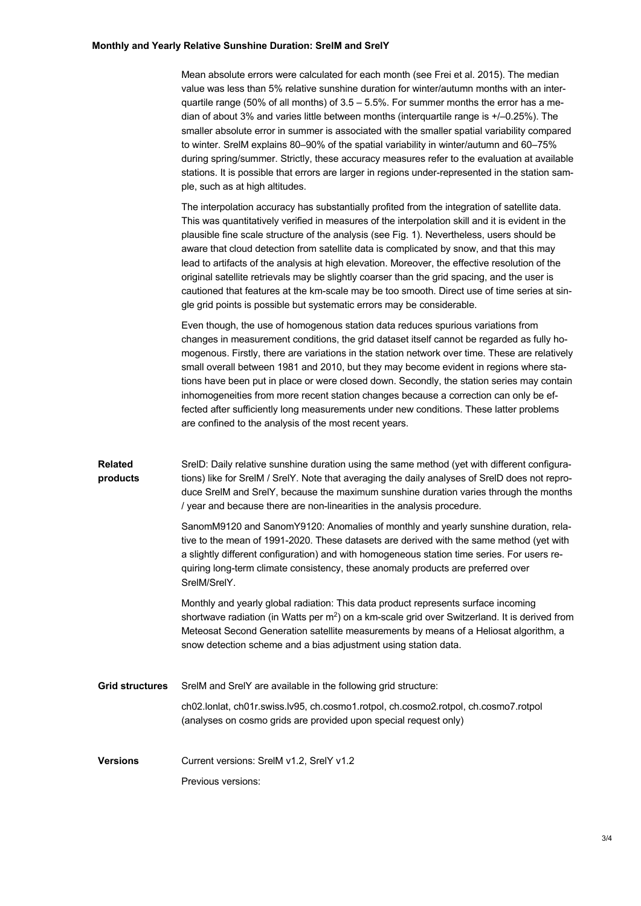Mean absolute errors were calculated for each month (see Frei et al. 2015). The median value was less than 5% relative sunshine duration for winter/autumn months with an interquartile range (50% of all months) of 3.5 – 5.5%. For summer months the error has a median of about 3% and varies little between months (interquartile range is +/–0.25%). The smaller absolute error in summer is associated with the smaller spatial variability compared to winter. SrelM explains 80–90% of the spatial variability in winter/autumn and 60–75% during spring/summer. Strictly, these accuracy measures refer to the evaluation at available stations. It is possible that errors are larger in regions under-represented in the station sample, such as at high altitudes.

The interpolation accuracy has substantially profited from the integration of satellite data. This was quantitatively verified in measures of the interpolation skill and it is evident in the plausible fine scale structure of the analysis (see Fig. 1). Nevertheless, users should be aware that cloud detection from satellite data is complicated by snow, and that this may lead to artifacts of the analysis at high elevation. Moreover, the effective resolution of the original satellite retrievals may be slightly coarser than the grid spacing, and the user is cautioned that features at the km-scale may be too smooth. Direct use of time series at single grid points is possible but systematic errors may be considerable.

Even though, the use of homogenous station data reduces spurious variations from changes in measurement conditions, the grid dataset itself cannot be regarded as fully homogenous. Firstly, there are variations in the station network over time. These are relatively small overall between 1981 and 2010, but they may become evident in regions where stations have been put in place or were closed down. Secondly, the station series may contain inhomogeneities from more recent station changes because a correction can only be effected after sufficiently long measurements under new conditions. These latter problems are confined to the analysis of the most recent years.

**Related products**

SrelD: Daily relative sunshine duration using the same method (yet with different configurations) like for SrelM / SrelY. Note that averaging the daily analyses of SrelD does not reproduce SrelM and SrelY, because the maximum sunshine duration varies through the months / year and because there are non-linearities in the analysis procedure.

SanomM9120 and SanomY9120: Anomalies of monthly and yearly sunshine duration, relative to the mean of 1991-2020. These datasets are derived with the same method (yet with a slightly different configuration) and with homogeneous station time series. For users requiring long-term climate consistency, these anomaly products are preferred over SrelM/SrelY.

Monthly and yearly global radiation: This data product represents surface incoming shortwave radiation (in Watts per $m^2$) on a km-scale grid over Switzerland. It is derived from Meteosat Second Generation satellite measurements by means of a Heliosat algorithm, a snow detection scheme and a bias adjustment using station data.

**Grid structures**

SrelM and SrelY are available in the following grid structure:

ch02.lonlat, ch01r.swiss.lv95, ch.cosmo1.rotpol, ch.cosmo2.rotpol, ch.cosmo7.rotpol (analyses on cosmo grids are provided upon special request only)

**Versions**

Current versions: SrelM v1.2, SrelY v1.2

Previous versions: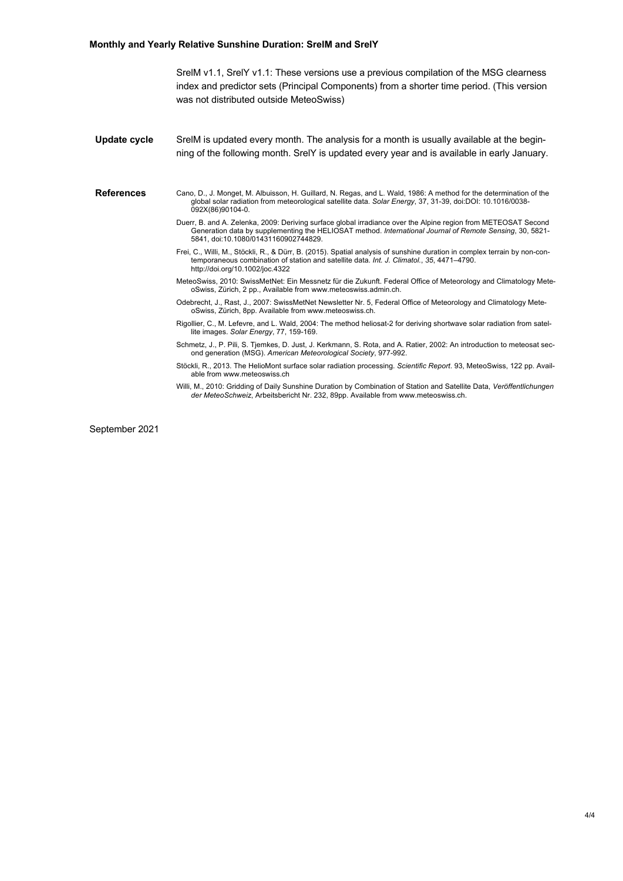SrelM v1.1, SrelY v1.1: These versions use a previous compilation of the MSG clearness index and predictor sets (Principal Components) from a shorter time period. (This version was not distributed outside MeteoSwiss)

**Update cycle**

SrelM is updated every month. The analysis for a month is usually available at the beginning of the following month. SrelY is updated every year and is available in early January.

**References**

Cano, D., J. Monget, M. Albuisson, H. Guillard, N. Regas, and L. Wald, 1986: A method for the determination of the global solar radiation from meteorological satellite data. *Solar Energy*, 37, 31-39, doi:DOI: 10.1016/0038-092X(86)90104-0.

Duerr, B. and A. Zelenka, 2009: Deriving surface global irradiance over the Alpine region from METEOSAT Second Generation data by supplementing the HELIOSAT method. *International Journal of Remote Sensing*, 30, 5821-5841, doi:10.1080/01431160902744829.

Frei, C., Willi, M., Stöckli, R., & Dürr, B. (2015). Spatial analysis of sunshine duration in complex terrain by non-contemporaneous combination of station and satellite data. *Int. J. Climatol.*, *35*, 4471–4790. http://doi.org/10.1002/joc.4322

MeteoSwiss, 2010: SwissMetNet: Ein Messnetz für die Zukunft. Federal Office of Meteorology and Climatology MeteoSwiss, Zürich, 2 pp., Available from www.meteoswiss.admin.ch.

Odebrecht, J., Rast, J., 2007: SwissMetNet Newsletter Nr. 5, Federal Office of Meteorology and Climatology MeteoSwiss, Zürich, 8pp. Available from www.meteoswiss.ch.

Rigollier, C., M. Lefevre, and L. Wald, 2004: The method heliosat-2 for deriving shortwave solar radiation from satellite images. *Solar Energy*, 77, 159-169.

Schmetz, J., P. Pili, S. Tjemkes, D. Just, J. Kerkmann, S. Rota, and A. Ratier, 2002: An introduction to meteosat second generation (MSG). *American Meteorological Society*, 977-992.

Stöckli, R., 2013. The HelioMont surface solar radiation processing. *Scientific Report*. 93, MeteoSwiss, 122 pp. Available from www.meteoswiss.ch

Willi, M., 2010: Gridding of Daily Sunshine Duration by Combination of Station and Satellite Data, *Veröffentlichungen der MeteoSchweiz*, Arbeitsbericht Nr. 232, 89pp. Available from www.meteoswiss.ch.

September 2021